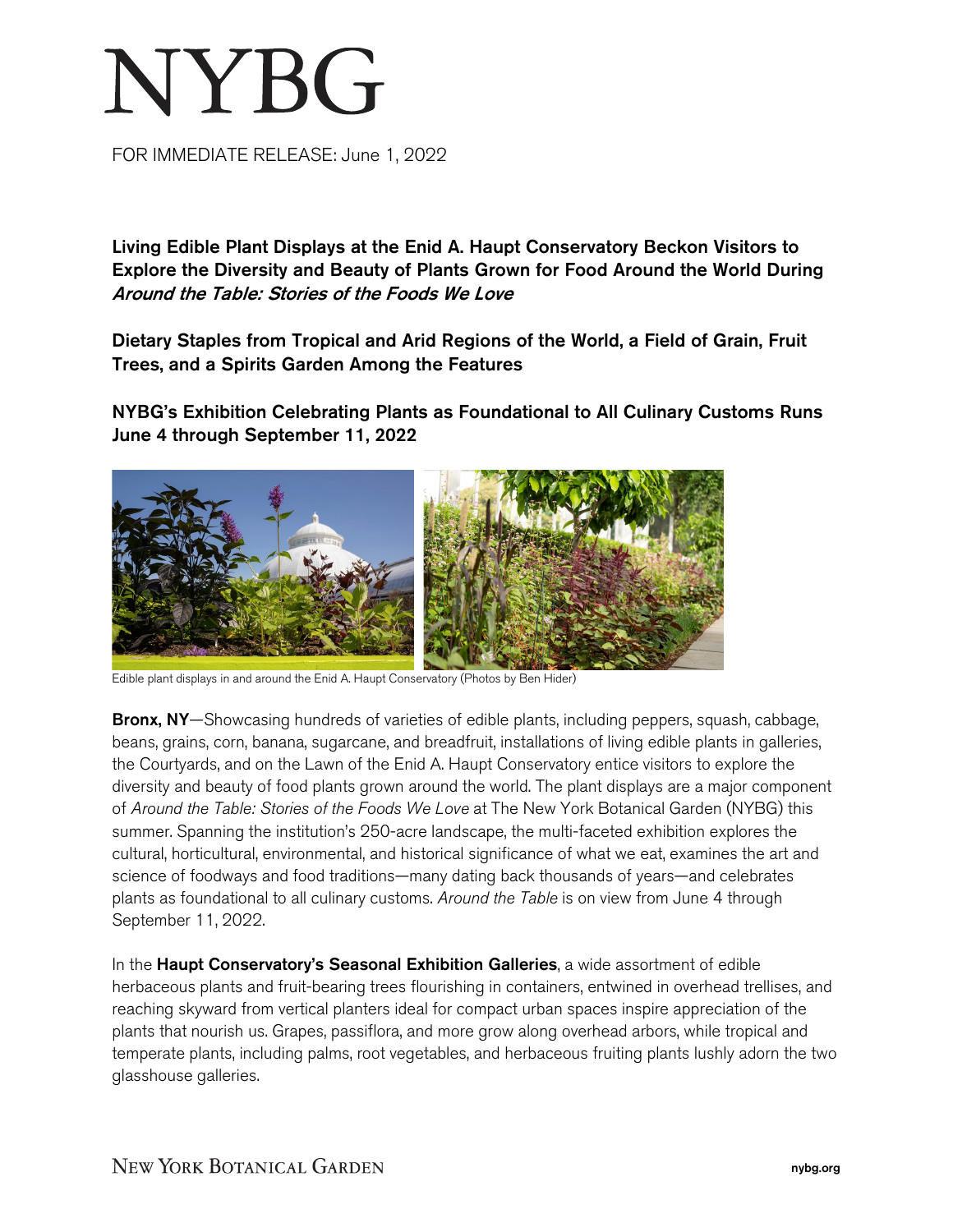# NYBG

FOR IMMEDIATE RELEASE: June 1, 2022

**Living Edible Plant Displays at the Enid A. Haupt Conservatory Beckon Visitors to Explore the Diversity and Beauty of Plants Grown for Food Around the World During *Around the Table: Stories of the Foods We Love***

**Dietary Staples from Tropical and Arid Regions of the World, a Field of Grain, Fruit Trees, and a Spirits Garden Among the Features**

**NYBG's Exhibition Celebrating Plants as Foundational to All Culinary Customs Runs June 4 through September 11, 2022**

Edible plant displays in and around the Enid A. Haupt Conservatory (Photos by Ben Hider)

**Bronx, NY**—Showcasing hundreds of varieties of edible plants, including peppers, squash, cabbage, beans, grains, corn, banana, sugarcane, and breadfruit, installations of living edible plants in galleries, the Courtyards, and on the Lawn of the Enid A. Haupt Conservatory entice visitors to explore the diversity and beauty of food plants grown around the world. The plant displays are a major component of *Around the Table: Stories of the Foods We Love* at The New York Botanical Garden (NYBG) this summer. Spanning the institution's 250-acre landscape, the multi-faceted exhibition explores the cultural, horticultural, environmental, and historical significance of what we eat, examines the art and science of foodways and food traditions—many dating back thousands of years—and celebrates plants as foundational to all culinary customs. *Around the Table* is on view from June 4 through September 11, 2022.

In the **Haupt Conservatory's Seasonal Exhibition Galleries**, a wide assortment of edible herbaceous plants and fruit-bearing trees flourishing in containers, entwined in overhead trellises, and reaching skyward from vertical planters ideal for compact urban spaces inspire appreciation of the plants that nourish us. Grapes, passiflora, and more grow along overhead arbors, while tropical and temperate plants, including palms, root vegetables, and herbaceous fruiting plants lushly adorn the two glasshouse galleries.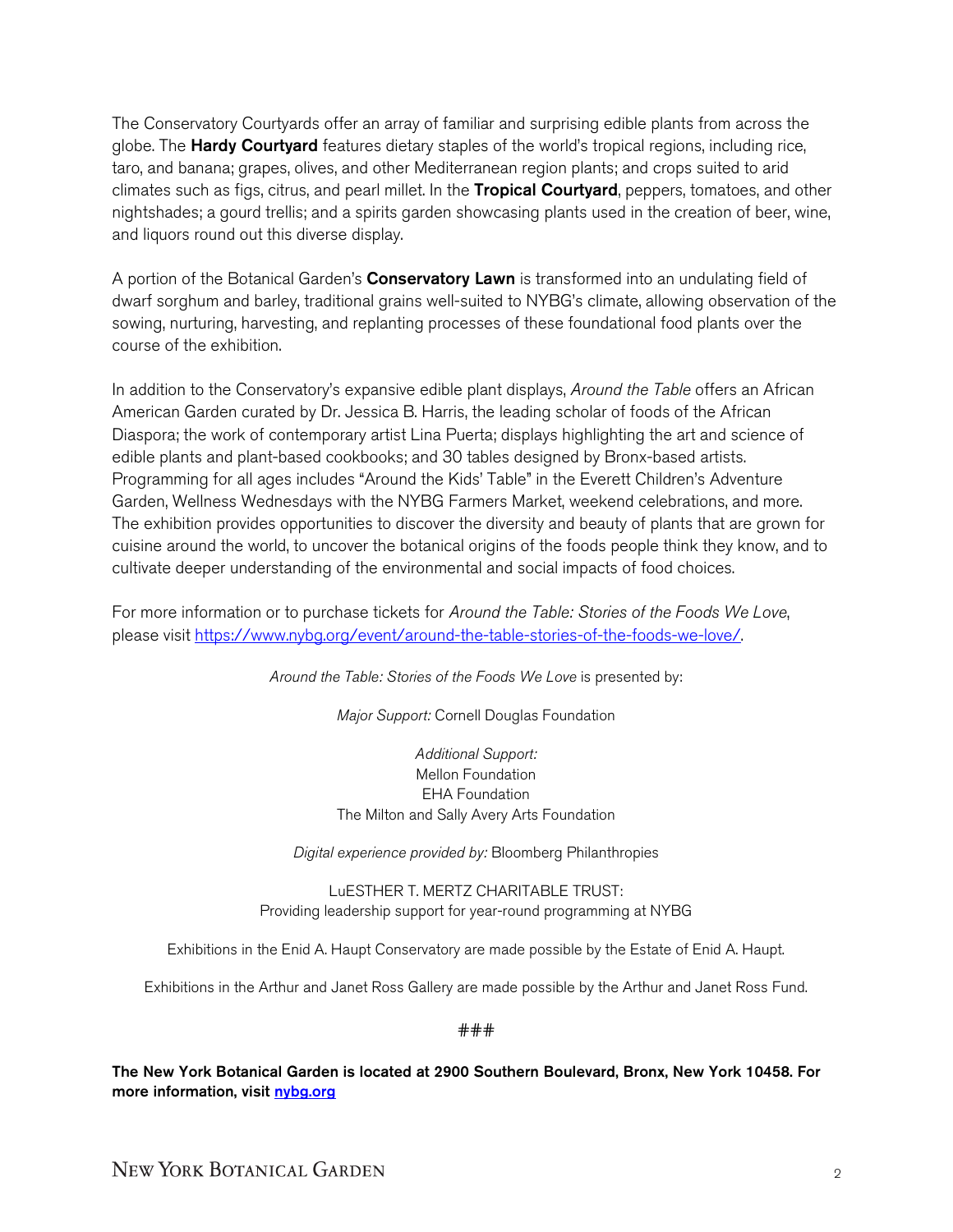The Conservatory Courtyards offer an array of familiar and surprising edible plants from across the globe. The **Hardy Courtyard** features dietary staples of the world's tropical regions, including rice, taro, and banana; grapes, olives, and other Mediterranean region plants; and crops suited to arid climates such as figs, citrus, and pearl millet. In the **Tropical Courtyard**, peppers, tomatoes, and other nightshades; a gourd trellis; and a spirits garden showcasing plants used in the creation of beer, wine, and liquors round out this diverse display.

A portion of the Botanical Garden's **Conservatory Lawn** is transformed into an undulating field of dwarf sorghum and barley, traditional grains well-suited to NYBG's climate, allowing observation of the sowing, nurturing, harvesting, and replanting processes of these foundational food plants over the course of the exhibition.

In addition to the Conservatory's expansive edible plant displays, *Around the Table* offers an African American Garden curated by Dr. Jessica B. Harris, the leading scholar of foods of the African Diaspora; the work of contemporary artist Lina Puerta; displays highlighting the art and science of edible plants and plant-based cookbooks; and 30 tables designed by Bronx-based artists. Programming for all ages includes "Around the Kids' Table" in the Everett Children's Adventure Garden, Wellness Wednesdays with the NYBG Farmers Market, weekend celebrations, and more. The exhibition provides opportunities to discover the diversity and beauty of plants that are grown for cuisine around the world, to uncover the botanical origins of the foods people think they know, and to cultivate deeper understanding of the environmental and social impacts of food choices.

For more information or to purchase tickets for *Around the Table: Stories of the Foods We Love*, please visit [https://www.nybg.org/event/around-the-table-stories-of-the-foods-we-love/](https://www.nybg.org/event/around-the-table-stories-of-the-foods-we-love/).

*Around the Table: Stories of the Foods We Love* is presented by:

*Major Support:* Cornell Douglas Foundation

*Additional Support:*
Mellon Foundation
EHA Foundation
The Milton and Sally Avery Arts Foundation

*Digital experience provided by:* Bloomberg Philanthropies

LuESTHER T. MERTZ CHARITABLE TRUST:
Providing leadership support for year-round programming at NYBG

Exhibitions in the Enid A. Haupt Conservatory are made possible by the Estate of Enid A. Haupt.

Exhibitions in the Arthur and Janet Ross Gallery are made possible by the Arthur and Janet Ross Fund.

###

**The New York Botanical Garden is located at 2900 Southern Boulevard, Bronx, New York 10458. For more information, visit [nybg.org](https://nybg.org)**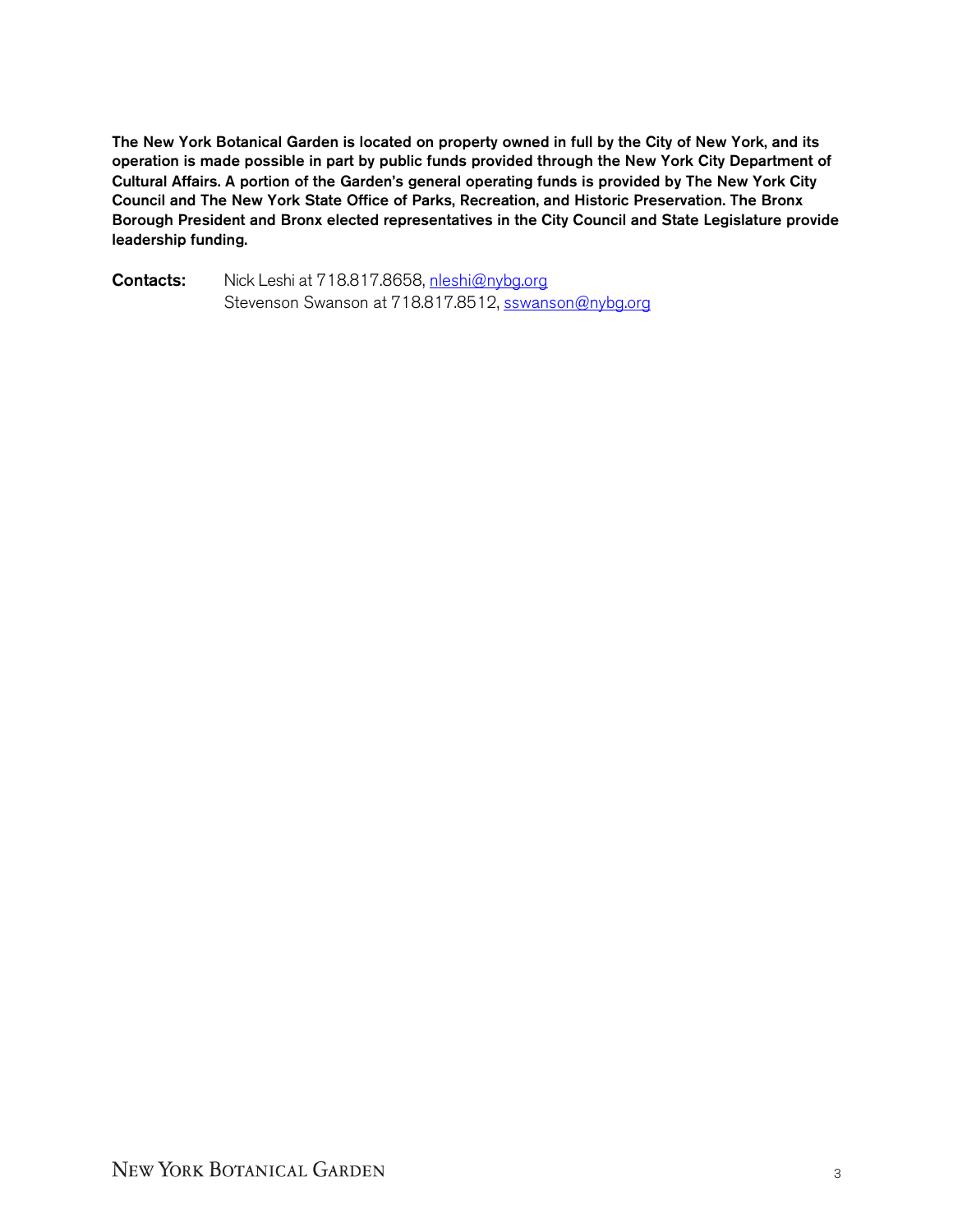**The New York Botanical Garden is located on property owned in full by the City of New York, and its operation is made possible in part by public funds provided through the New York City Department of Cultural Affairs. A portion of the Garden's general operating funds is provided by The New York City Council and The New York State Office of Parks, Recreation, and Historic Preservation. The Bronx Borough President and Bronx elected representatives in the City Council and State Legislature provide leadership funding.**

**Contacts:** Nick Leshi at 718.817.8658, nleshi@nybg.org
Stevenson Swanson at 718.817.8512, sswanson@nybg.org